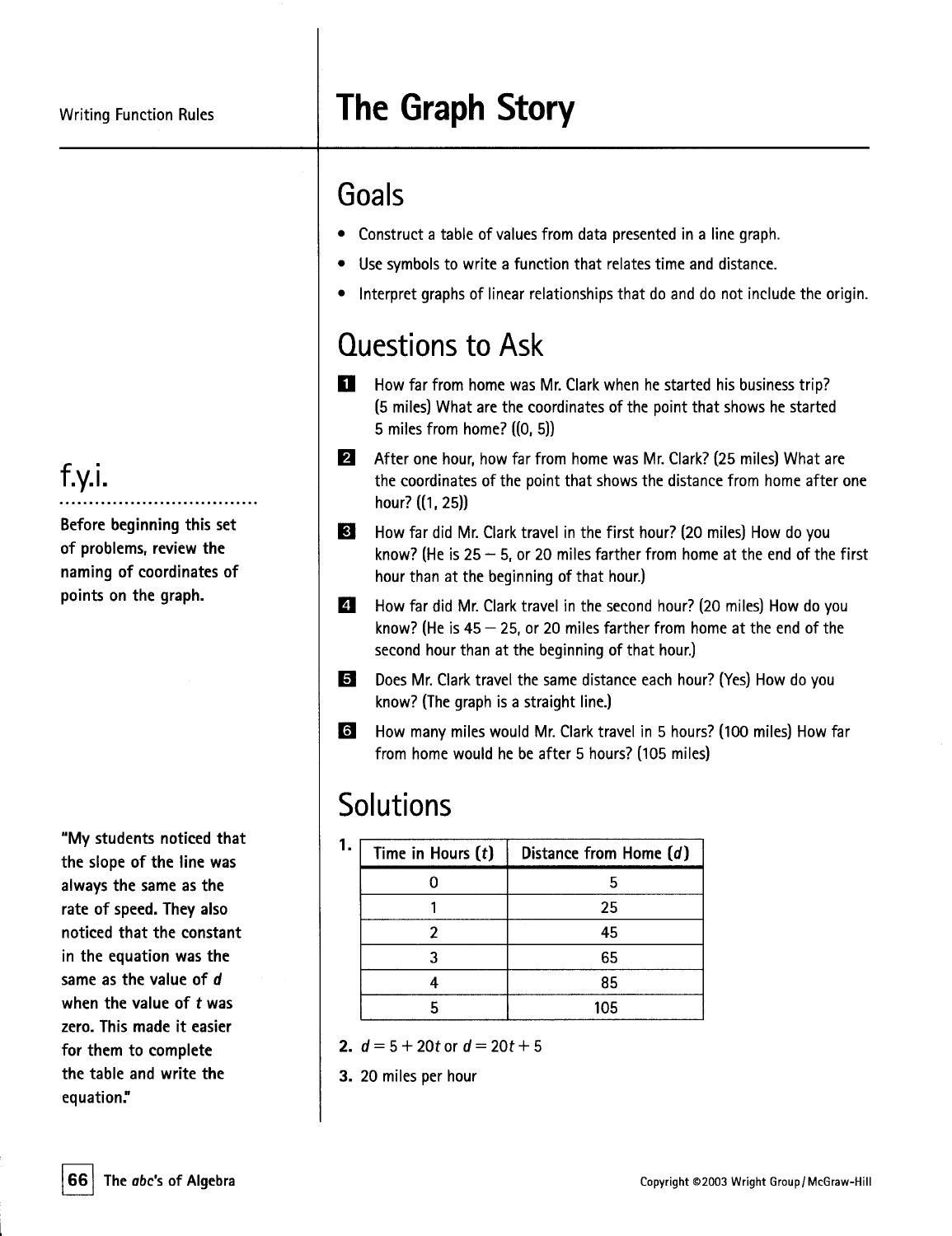# The Graph Story

## Goals

- Construct a table of values from data presented in a line graph.
- Use symbols to write a function that relates time and distance.
- Interpret graphs of linear relationships that do and do not include the origin.

## Questions to Ask

1. How far from home was Mr. Clark when he started his business trip? (5 miles) What are the coordinates of the point that shows he started 5 miles from home? ((0, 5))
2. After one hour, how far from home was Mr. Clark? (25 miles) What are the coordinates of the point that shows the distance from home after one hour? ((1, 25))
3. How far did Mr. Clark travel in the first hour? (20 miles) How do you know? (He is 25 − 5, or 20 miles farther from home at the end of the first hour than at the beginning of that hour.)
4. How far did Mr. Clark travel in the second hour? (20 miles) How do you know? (He is 45 − 25, or 20 miles farther from home at the end of the second hour than at the beginning of that hour.)
5. Does Mr. Clark travel the same distance each hour? (Yes) How do you know? (The graph is a straight line.)
6. How many miles would Mr. Clark travel in 5 hours? (100 miles) How far from home would he be after 5 hours? (105 miles)

### f.y.i.

**Before beginning this set of problems, review the naming of coordinates of points on the graph.**

**"My students noticed that the slope of the line was always the same as the rate of speed. They also noticed that the constant in the equation was the same as the value of *d* when the value of *t* was zero. This made it easier for them to complete the table and write the equation."**

## Solutions

1.

| Time in Hours ($t$) | Distance from Home ($d$) |
|---|---|
| 0 | 5 |
| 1 | 25 |
| 2 | 45 |
| 3 | 65 |
| 4 | 85 |
| 5 | 105 |

2. $d = 5 + 20t$ or $d = 20t + 5$
3. 20 miles per hour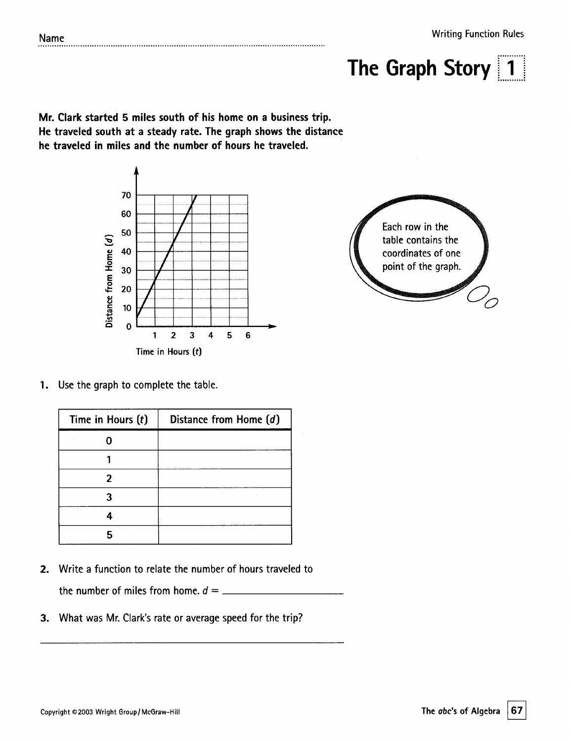# The Graph Story 1

**Mr. Clark started 5 miles south of his home on a business trip. He traveled south at a steady rate. The graph shows the distance he traveled in miles and the number of hours he traveled.**

Distance from Home ($d$)

70
60
50
40
30
20
10
0

1 2 3 4 5 6

Time in Hours ($t$)

Each row in the table contains the coordinates of one point of the graph.

1. Use the graph to complete the table.

| Time in Hours ($t$) | Distance from Home ($d$) |
|---|---|
| 0 | |
| 1 | |
| 2 | |
| 3 | |
| 4 | |
| 5 | |

2. Write a function to relate the number of hours traveled to the number of miles from home. $d =$ ____________________

3. What was Mr. Clark's rate or average speed for the trip?

____________________________________________

Copyright ©2003 Wright Group/McGraw-Hill